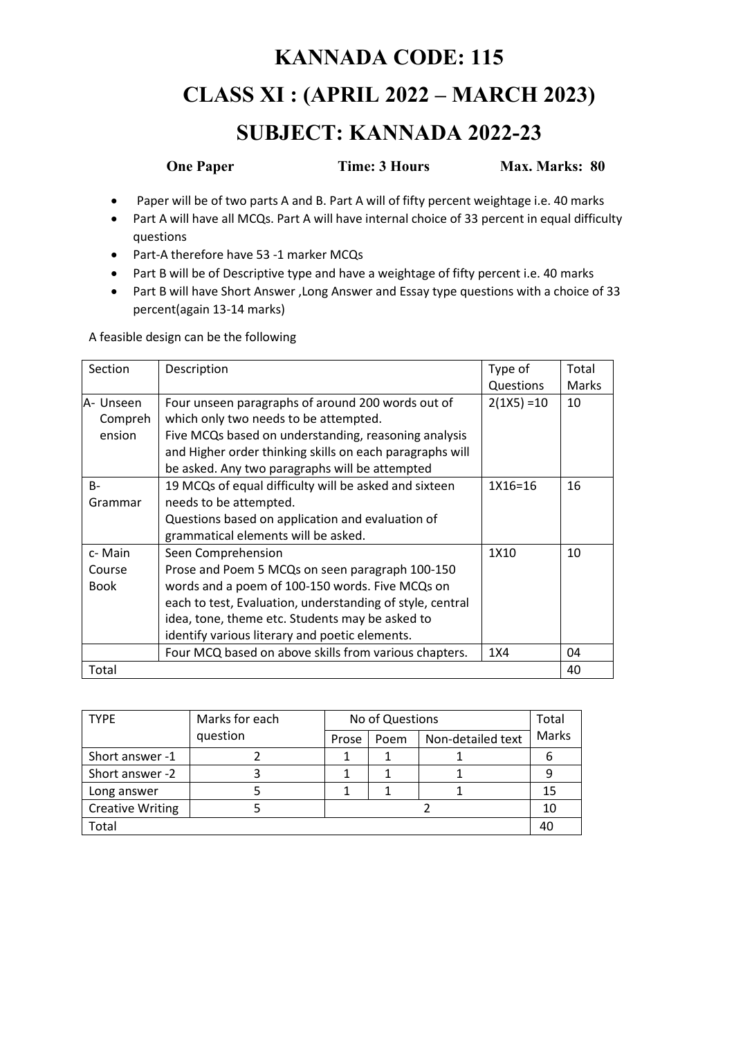# KANNADA CODE: 115

# CLASS XI : (APRIL 2022 – MARCH 2023)

# SUBJECT: KANNADA 2022-23

**One Paper** **Time: 3 Hours** **Max. Marks: 80**

- Paper will be of two parts A and B. Part A will of fifty percent weightage i.e. 40 marks
- Part A will have all MCQs. Part A will have internal choice of 33 percent in equal difficulty questions
- Part-A therefore have 53 -1 marker MCQs
- Part B will be of Descriptive type and have a weightage of fifty percent i.e. 40 marks
- Part B will have Short Answer ,Long Answer and Essay type questions with a choice of 33 percent(again 13-14 marks)

A feasible design can be the following

| Section | Description | Type of Questions | Total Marks |
|---|---|---|---|
| A- Unseen Comprehension | Four unseen paragraphs of around 200 words out of which only two needs to be attempted. Five MCQs based on understanding, reasoning analysis and Higher order thinking skills on each paragraphs will be asked. Any two paragraphs will be attempted | 2(1X5) =10 | 10 |
| B- Grammar | 19 MCQs of equal difficulty will be asked and sixteen needs to be attempted. Questions based on application and evaluation of grammatical elements will be asked. | 1X16=16 | 16 |
| c- Main Course Book | Seen Comprehension Prose and Poem 5 MCQs on seen paragraph 100-150 words and a poem of 100-150 words. Five MCQs on each to test, Evaluation, understanding of style, central idea, tone, theme etc. Students may be asked to identify various literary and poetic elements. | 1X10 | 10 |
| | Four MCQ based on above skills from various chapters. | 1X4 | 04 |
| Total | | | 40 |

| TYPE | Marks for each question | No of Questions | | | Total Marks |
|---|---|---|---|---|---|
| | | Prose | Poem | Non-detailed text | |
| Short answer -1 | 2 | 1 | 1 | 1 | 6 |
| Short answer -2 | 3 | 1 | 1 | 1 | 9 |
| Long answer | 5 | 1 | 1 | 1 | 15 |
| Creative Writing | 5 | 2 | | | 10 |
| Total | | | | | 40 |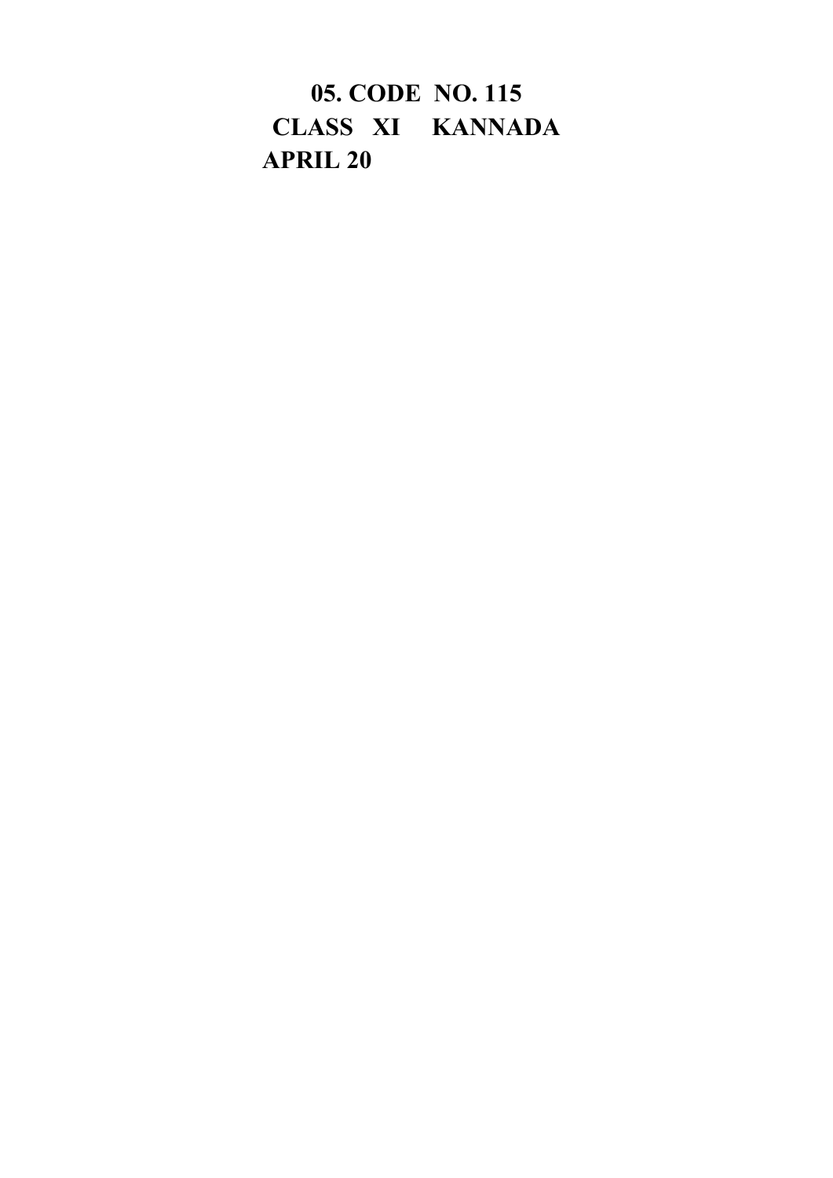**05. CODE NO. 115**

**CLASS XI KANNADA**

**APRIL 20**